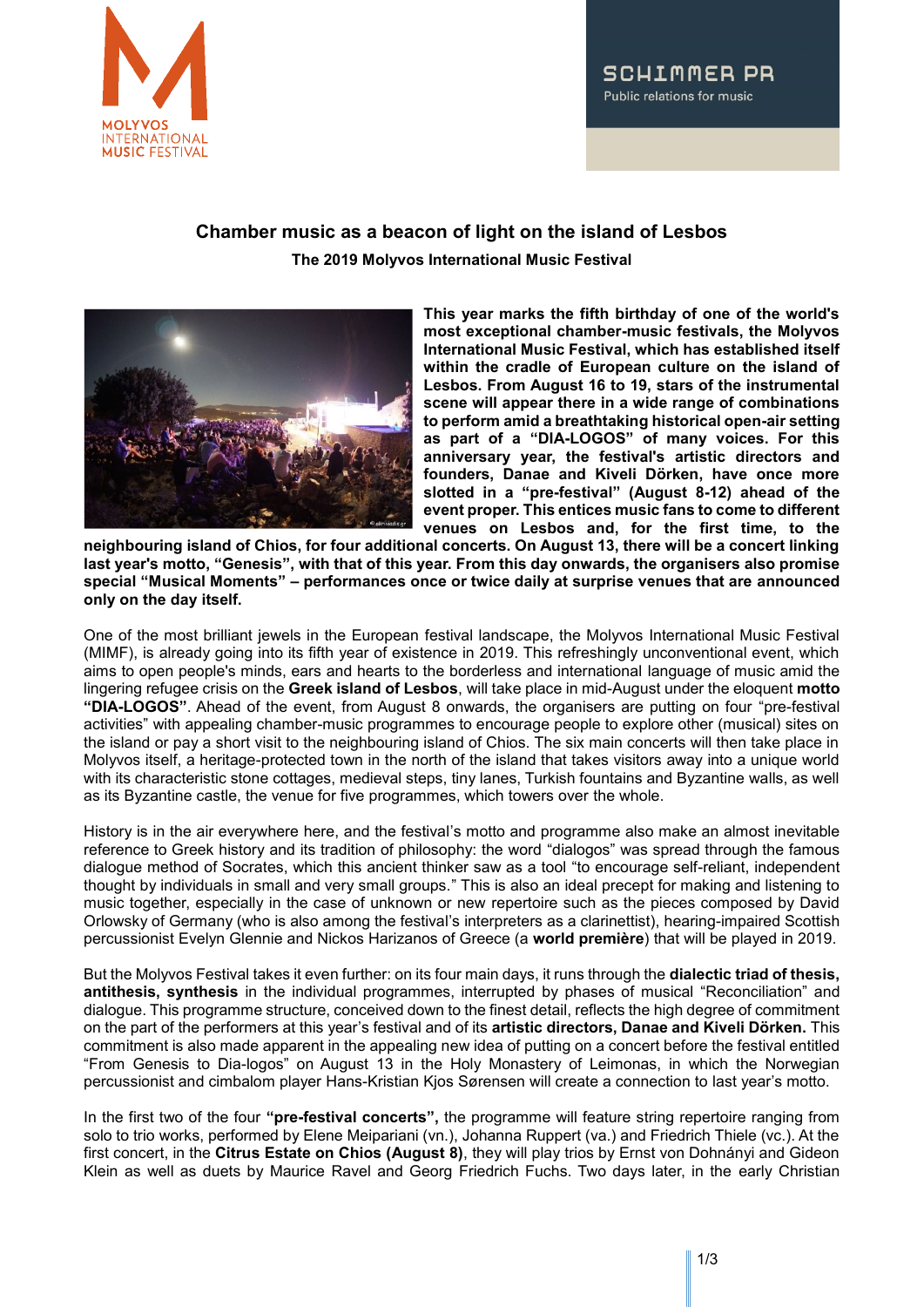# Chamber music as a beacon of light on the island of Lesbos

## The 2019 Molyvos International Music Festival

**This year marks the fifth birthday of one of the world's most exceptional chamber-music festivals, the Molyvos International Music Festival, which has established itself within the cradle of European culture on the island of Lesbos. From August 16 to 19, stars of the instrumental scene will appear there in a wide range of combinations to perform amid a breathtaking historical open-air setting as part of a "DIA-LOGOS" of many voices. For this anniversary year, the festival's artistic directors and founders, Danae and Kiveli Dörken, have once more slotted in a "pre-festival" (August 8-12) ahead of the event proper. This entices music fans to come to different venues on Lesbos and, for the first time, to the neighbouring island of Chios, for four additional concerts. On August 13, there will be a concert linking last year's motto, "Genesis", with that of this year. From this day onwards, the organisers also promise special "Musical Moments" – performances once or twice daily at surprise venues that are announced only on the day itself.**

One of the most brilliant jewels in the European festival landscape, the Molyvos International Music Festival (MIMF), is already going into its fifth year of existence in 2019. This refreshingly unconventional event, which aims to open people's minds, ears and hearts to the borderless and international language of music amid the lingering refugee crisis on the **Greek island of Lesbos**, will take place in mid-August under the eloquent **motto "DIA-LOGOS"**. Ahead of the event, from August 8 onwards, the organisers are putting on four "pre-festival activities" with appealing chamber-music programmes to encourage people to explore other (musical) sites on the island or pay a short visit to the neighbouring island of Chios. The six main concerts will then take place in Molyvos itself, a heritage-protected town in the north of the island that takes visitors away into a unique world with its characteristic stone cottages, medieval steps, tiny lanes, Turkish fountains and Byzantine walls, as well as its Byzantine castle, the venue for five programmes, which towers over the whole.

History is in the air everywhere here, and the festival's motto and programme also make an almost inevitable reference to Greek history and its tradition of philosophy: the word "dialogos" was spread through the famous dialogue method of Socrates, which this ancient thinker saw as a tool "to encourage self-reliant, independent thought by individuals in small and very small groups." This is also an ideal precept for making and listening to music together, especially in the case of unknown or new repertoire such as the pieces composed by David Orlowsky of Germany (who is also among the festival's interpreters as a clarinettist), hearing-impaired Scottish percussionist Evelyn Glennie and Nickos Harizanos of Greece (a **world première**) that will be played in 2019.

But the Molyvos Festival takes it even further: on its four main days, it runs through the **dialectic triad of thesis, antithesis, synthesis** in the individual programmes, interrupted by phases of musical "Reconciliation" and dialogue. This programme structure, conceived down to the finest detail, reflects the high degree of commitment on the part of the performers at this year's festival and of its **artistic directors, Danae and Kiveli Dörken.** This commitment is also made apparent in the appealing new idea of putting on a concert before the festival entitled "From Genesis to Dia-logos" on August 13 in the Holy Monastery of Leimonas, in which the Norwegian percussionist and cimbalom player Hans-Kristian Kjos Sørensen will create a connection to last year's motto.

In the first two of the four **"pre-festival concerts",** the programme will feature string repertoire ranging from solo to trio works, performed by Elene Meipariani (vn.), Johanna Ruppert (va.) and Friedrich Thiele (vc.). At the first concert, in the **Citrus Estate on Chios (August 8)**, they will play trios by Ernst von Dohnányi and Gideon Klein as well as duets by Maurice Ravel and Georg Friedrich Fuchs. Two days later, in the early Christian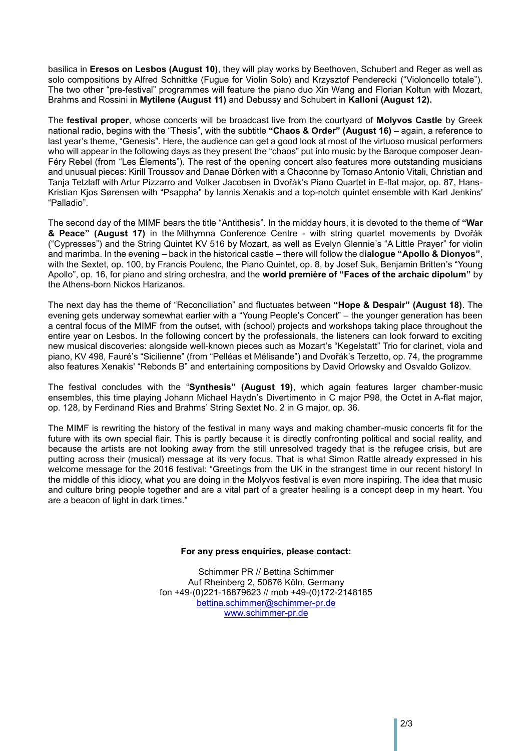basilica in **Eresos on Lesbos (August 10)**, they will play works by Beethoven, Schubert and Reger as well as solo compositions by Alfred Schnittke (Fugue for Violin Solo) and Krzysztof Penderecki ("Violoncello totale"). The two other "pre-festival" programmes will feature the piano duo Xin Wang and Florian Koltun with Mozart, Brahms and Rossini in **Mytilene (August 11)** and Debussy and Schubert in **Kalloni (August 12).**

The **festival proper**, whose concerts will be broadcast live from the courtyard of **Molyvos Castle** by Greek national radio, begins with the "Thesis", with the subtitle **"Chaos & Order" (August 16)** – again, a reference to last year's theme, "Genesis". Here, the audience can get a good look at most of the virtuoso musical performers who will appear in the following days as they present the "chaos" put into music by the Baroque composer Jean-Féry Rebel (from "Les Élements"). The rest of the opening concert also features more outstanding musicians and unusual pieces: Kirill Troussov and Danae Dörken with a Chaconne by Tomaso Antonio Vitali, Christian and Tanja Tetzlaff with Artur Pizzarro and Volker Jacobsen in Dvořák's Piano Quartet in E-flat major, op. 87, Hans-Kristian Kjos Sørensen with "Psappha" by Iannis Xenakis and a top-notch quintet ensemble with Karl Jenkins' "Palladio".

The second day of the MIMF bears the title "Antithesis". In the midday hours, it is devoted to the theme of **"War & Peace" (August 17)** in the Mithymna Conference Centre - with string quartet movements by Dvořák ("Cypresses") and the String Quintet KV 516 by Mozart, as well as Evelyn Glennie's "A Little Prayer" for violin and marimba. In the evening – back in the historical castle – there will follow the d**ialogue "Apollo & Dionyos"**, with the Sextet, op. 100, by Francis Poulenc, the Piano Quintet, op. 8, by Josef Suk, Benjamin Britten's "Young Apollo", op. 16, for piano and string orchestra, and the **world première of "Faces of the archaic dipolum"** by the Athens-born Nickos Harizanos.

The next day has the theme of "Reconciliation" and fluctuates between **"Hope & Despair" (August 18)**. The evening gets underway somewhat earlier with a "Young People's Concert" – the younger generation has been a central focus of the MIMF from the outset, with (school) projects and workshops taking place throughout the entire year on Lesbos. In the following concert by the professionals, the listeners can look forward to exciting new musical discoveries: alongside well-known pieces such as Mozart's "Kegelstatt" Trio for clarinet, viola and piano, KV 498, Fauré's "Sicilienne" (from "Pelléas et Mélisande") and Dvořák's Terzetto, op. 74, the programme also features Xenakis' "Rebonds B" and entertaining compositions by David Orlowsky and Osvaldo Golizov.

The festival concludes with the "**Synthesis" (August 19)**, which again features larger chamber-music ensembles, this time playing Johann Michael Haydn's Divertimento in C major P98, the Octet in A-flat major, op. 128, by Ferdinand Ries and Brahms' String Sextet No. 2 in G major, op. 36.

The MIMF is rewriting the history of the festival in many ways and making chamber-music concerts fit for the future with its own special flair. This is partly because it is directly confronting political and social reality, and because the artists are not looking away from the still unresolved tragedy that is the refugee crisis, but are putting across their (musical) message at its very focus. That is what Simon Rattle already expressed in his welcome message for the 2016 festival: "Greetings from the UK in the strangest time in our recent history! In the middle of this idiocy, what you are doing in the Molyvos festival is even more inspiring. The idea that music and culture bring people together and are a vital part of a greater healing is a concept deep in my heart. You are a beacon of light in dark times."

**For any press enquiries, please contact:**

Schimmer PR // Bettina Schimmer
Auf Rheinberg 2, 50676 Köln, Germany
fon +49-(0)221-16879623 // mob +49-(0)172-2148185
bettina.schimmer@schimmer-pr.de
www.schimmer-pr.de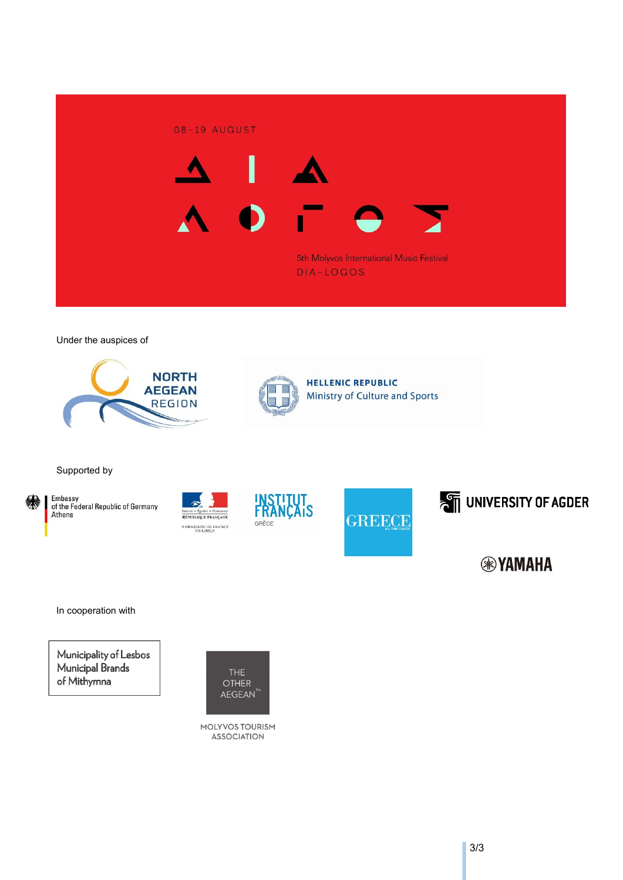08–19 AUGUST

5th Molyvos International Music Festival

DIA-LOGOS

Under the auspices of

NORTH AEGEAN REGION

HELLENIC REPUBLIC
Ministry of Culture and Sports

Supported by

Embassy
of the Federal Republic of Germany
Athens

Liberté • Égalité • Fraternité
RÉPUBLIQUE FRANÇAISE
AMBASSADE DE FRANCE EN GRÈCE

INSTITUT FRANÇAIS
GRÈCE

GREECE
ALL TIME CLASSIC

UNIVERSITY OF AGDER

YAMAHA

In cooperation with

Municipality of Lesbos
Municipal Brands
of Mithymna

THE OTHER AEGEAN™

MOLYVOS TOURISM ASSOCIATION